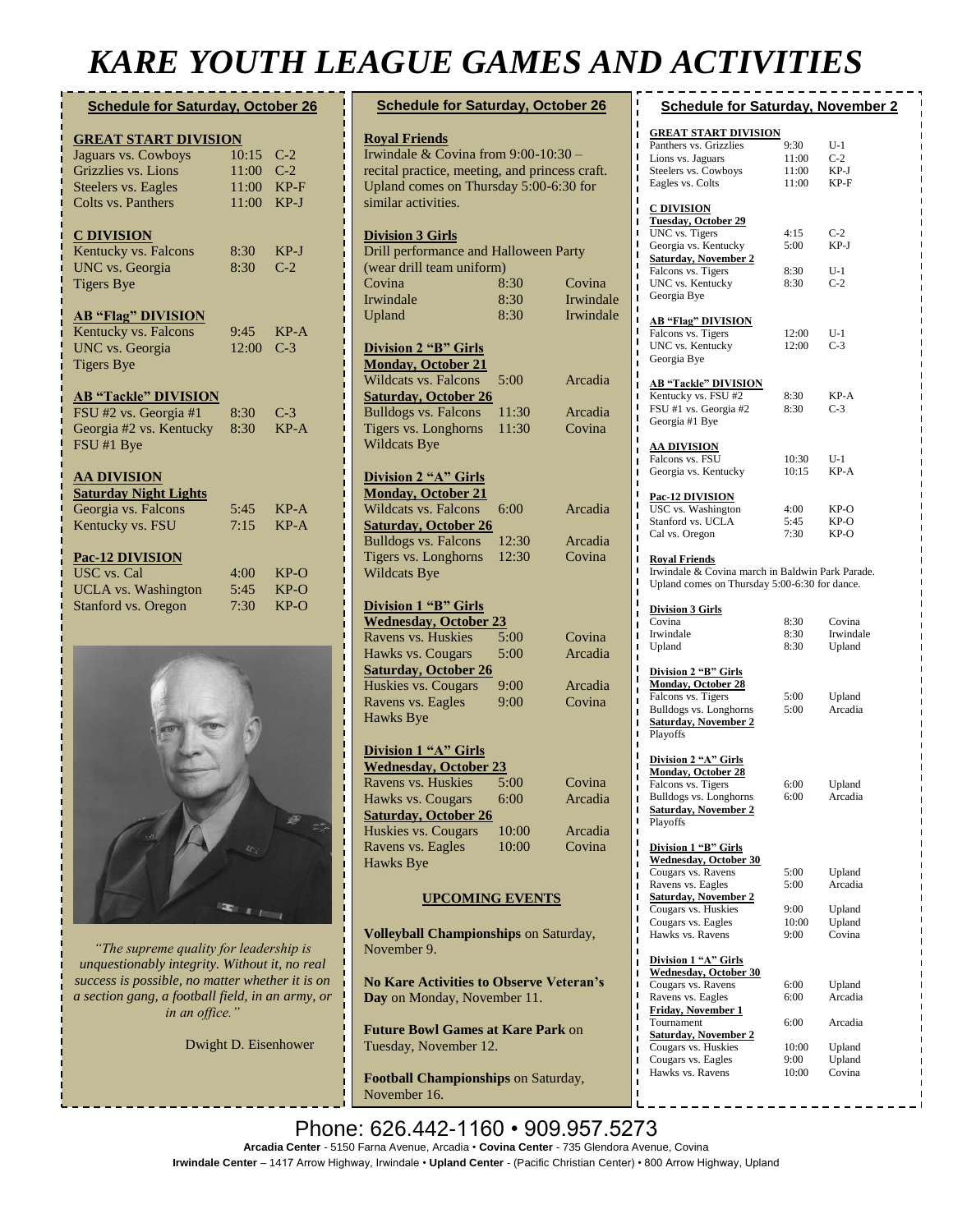# KARE YOUTH LEAGUE GAMES AND ACTIVITIES

## Schedule for Saturday, October 26

**GREAT START DIVISION**

| | | |
|---|---|---|
| Jaguars vs. Cowboys | 10:15 | C-2 |
| Grizzlies vs. Lions | 11:00 | C-2 |
| Steelers vs. Eagles | 11:00 | KP-F |
| Colts vs. Panthers | 11:00 | KP-J |

**C DIVISION**

| | | |
|---|---|---|
| Kentucky vs. Falcons | 8:30 | KP-J |
| UNC vs. Georgia | 8:30 | C-2 |
| Tigers Bye | | |

**AB "Flag" DIVISION**

| | | |
|---|---|---|
| Kentucky vs. Falcons | 9:45 | KP-A |
| UNC vs. Georgia | 12:00 | C-3 |
| Tigers Bye | | |

**AB "Tackle" DIVISION**

| | | |
|---|---|---|
| FSU #2 vs. Georgia #1 | 8:30 | C-3 |
| Georgia #2 vs. Kentucky | 8:30 | KP-A |
| FSU #1 Bye | | |

**AA DIVISION**

**Saturday Night Lights**

| | | |
|---|---|---|
| Georgia vs. Falcons | 5:45 | KP-A |
| Kentucky vs. FSU | 7:15 | KP-A |

**Pac-12 DIVISION**

| | | |
|---|---|---|
| USC vs. Cal | 4:00 | KP-O |
| UCLA vs. Washington | 5:45 | KP-O |
| Stanford vs. Oregon | 7:30 | KP-O |

*"The supreme quality for leadership is unquestionably integrity. Without it, no real success is possible, no matter whether it is on a section gang, a football field, in an army, or in an office."*

Dwight D. Eisenhower

## Schedule for Saturday, October 26

**Royal Friends**

Irwindale & Covina from 9:00-10:30 – recital practice, meeting, and princess craft. Upland comes on Thursday 5:00-6:30 for similar activities.

**Division 3 Girls**

Drill performance and Halloween Party (wear drill team uniform)

| | | |
|---|---|---|
| Covina | 8:30 | Covina |
| Irwindale | 8:30 | Irwindale |
| Upland | 8:30 | Irwindale |

**Division 2 "B" Girls**

| | | |
|---|---|---|
| **Monday, October 21** | | |
| Wildcats vs. Falcons | 5:00 | Arcadia |
| **Saturday, October 26** | | |
| Bulldogs vs. Falcons | 11:30 | Arcadia |
| Tigers vs. Longhorns | 11:30 | Covina |
| Wildcats Bye | | |

**Division 2 "A" Girls**

| | | |
|---|---|---|
| **Monday, October 21** | | |
| Wildcats vs. Falcons | 6:00 | Arcadia |
| **Saturday, October 26** | | |
| Bulldogs vs. Falcons | 12:30 | Arcadia |
| Tigers vs. Longhorns | 12:30 | Covina |
| Wildcats Bye | | |

**Division 1 "B" Girls**

| | | |
|---|---|---|
| **Wednesday, October 23** | | |
| Ravens vs. Huskies | 5:00 | Covina |
| Hawks vs. Cougars | 5:00 | Arcadia |
| **Saturday, October 26** | | |
| Huskies vs. Cougars | 9:00 | Arcadia |
| Ravens vs. Eagles | 9:00 | Covina |
| Hawks Bye | | |

**Division 1 "A" Girls**

| | | |
|---|---|---|
| **Wednesday, October 23** | | |
| Ravens vs. Huskies | 5:00 | Covina |
| Hawks vs. Cougars | 6:00 | Arcadia |
| **Saturday, October 26** | | |
| Huskies vs. Cougars | 10:00 | Arcadia |
| Ravens vs. Eagles | 10:00 | Covina |
| Hawks Bye | | |

### UPCOMING EVENTS

**Volleyball Championships** on Saturday, November 9.

**No Kare Activities to Observe Veteran's Day** on Monday, November 11.

**Future Bowl Games at Kare Park** on Tuesday, November 12.

**Football Championships** on Saturday, November 16.

## Schedule for Saturday, November 2

**GREAT START DIVISION**

| | | |
|---|---|---|
| Panthers vs. Grizzlies | 9:30 | U-1 |
| Lions vs. Jaguars | 11:00 | C-2 |
| Steelers vs. Cowboys | 11:00 | KP-J |
| Eagles vs. Colts | 11:00 | KP-F |

**C DIVISION**

| | | |
|---|---|---|
| **Tuesday, October 29** | | |
| UNC vs. Tigers | 4:15 | C-2 |
| Georgia vs. Kentucky | 5:00 | KP-J |
| **Saturday, November 2** | | |
| Falcons vs. Tigers | 8:30 | U-1 |
| UNC vs. Kentucky | 8:30 | C-2 |
| Georgia Bye | | |

**AB "FLAG" DIVISION**

| | | |
|---|---|---|
| Falcons vs. Tigers | 12:00 | U-1 |
| UNC vs. Kentucky | 12:00 | C-3 |
| Georgia Bye | | |

**AB "Tackle" DIVISION**

| | | |
|---|---|---|
| Kentucky vs. FSU #2 | 8:30 | KP-A |
| FSU #1 vs. Georgia #2 | 8:30 | C-3 |
| Georgia #1 Bye | | |

**AA DIVISION**

| | | |
|---|---|---|
| Falcons vs. FSU | 10:30 | U-1 |
| Georgia vs. Kentucky | 10:15 | KP-A |

**Pac-12 DIVISION**

| | | |
|---|---|---|
| USC vs. Washington | 4:00 | KP-O |
| Stanford vs. UCLA | 5:45 | KP-O |
| Cal vs. Oregon | 7:30 | KP-O |

**Royal Friends**

Irwindale & Covina march in Baldwin Park Parade. Upland comes on Thursday 5:00-6:30 for dance.

**Division 3 Girls**

| | | |
|---|---|---|
| Covina | 8:30 | Covina |
| Irwindale | 8:30 | Irwindale |
| Upland | 8:30 | Upland |

**Division 2 "B" Girls**

| | | |
|---|---|---|
| **Monday, October 28** | | |
| Falcons vs. Tigers | 5:00 | Upland |
| Bulldogs vs. Longhorns | 5:00 | Arcadia |
| **Saturday, November 2** | | |
| Playoffs | | |

**Division 2 "A" Girls**

| | | |
|---|---|---|
| **Monday, October 28** | | |
| Falcons vs. Tigers | 6:00 | Upland |
| Bulldogs vs. Longhorns | 6:00 | Arcadia |
| **Saturday, November 2** | | |
| Playoffs | | |

**Division 1 "B" Girls**

| | | |
|---|---|---|
| **Wednesday, October 30** | | |
| Cougars vs. Ravens | 5:00 | Upland |
| Ravens vs. Eagles | 5:00 | Arcadia |
| **Saturday, November 2** | | |
| Cougars vs. Huskies | 9:00 | Upland |
| Cougars vs. Eagles | 10:00 | Upland |
| Hawks vs. Ravens | 9:00 | Covina |

**Division 1 "A" Girls**

| | | |
|---|---|---|
| **Wednesday, October 30** | | |
| Cougars vs. Ravens | 6:00 | Upland |
| Ravens vs. Eagles | 6:00 | Arcadia |
| **Friday, November 1** | | |
| Tournament | 6:00 | Arcadia |
| **Saturday, November 2** | | |
| Cougars vs. Huskies | 10:00 | Upland |
| Cougars vs. Eagles | 9:00 | Upland |
| Hawks vs. Ravens | 10:00 | Covina |

Phone: 626.442-1160 • 909.957.5273

**Arcadia Center** - 5150 Farna Avenue, Arcadia • **Covina Center** - 735 Glendora Avenue, Covina
**Irwindale Center** – 1417 Arrow Highway, Irwindale • **Upland Center** - (Pacific Christian Center) • 800 Arrow Highway, Upland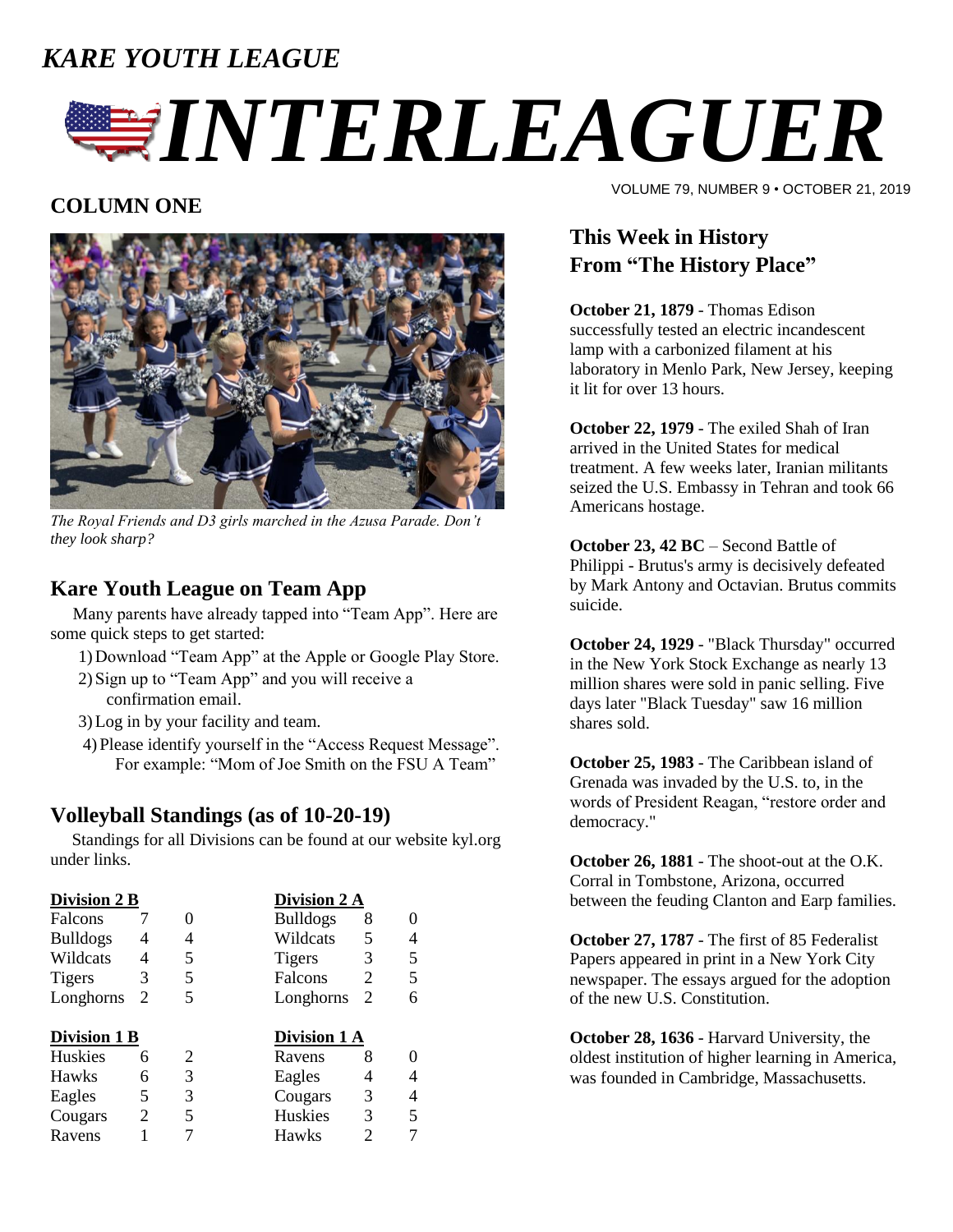*KARE YOUTH LEAGUE*

# *INTERLEAGUER*

VOLUME 79, NUMBER 9 • OCTOBER 21, 2019

## COLUMN ONE

*The Royal Friends and D3 girls marched in the Azusa Parade. Don't they look sharp?*

## Kare Youth League on Team App

Many parents have already tapped into "Team App". Here are some quick steps to get started:

1) Download "Team App" at the Apple or Google Play Store.
2) Sign up to "Team App" and you will receive a confirmation email.
3) Log in by your facility and team.
4) Please identify yourself in the "Access Request Message". For example: "Mom of Joe Smith on the FSU A Team"

## Volleyball Standings (as of 10-20-19)

Standings for all Divisions can be found at our website kyl.org under links.

| **Division 2 B** | | | **Division 2 A** | | |
|---|---|---|---|---|---|
| Falcons | 7 | 0 | Bulldogs | 8 | 0 |
| Bulldogs | 4 | 4 | Wildcats | 5 | 4 |
| Wildcats | 4 | 5 | Tigers | 3 | 5 |
| Tigers | 3 | 5 | Falcons | 2 | 5 |
| Longhorns | 2 | 5 | Longhorns | 2 | 6 |

| **Division 1 B** | | | **Division 1 A** | | |
|---|---|---|---|---|---|
| Huskies | 6 | 2 | Ravens | 8 | 0 |
| Hawks | 6 | 3 | Eagles | 4 | 4 |
| Eagles | 5 | 3 | Cougars | 3 | 4 |
| Cougars | 2 | 5 | Huskies | 3 | 5 |
| Ravens | 1 | 7 | Hawks | 2 | 7 |

## This Week in History From "The History Place"

**October 21, 1879** - Thomas Edison successfully tested an electric incandescent lamp with a carbonized filament at his laboratory in Menlo Park, New Jersey, keeping it lit for over 13 hours.

**October 22, 1979** - The exiled Shah of Iran arrived in the United States for medical treatment. A few weeks later, Iranian militants seized the U.S. Embassy in Tehran and took 66 Americans hostage.

**October 23, 42 BC** – Second Battle of Philippi - Brutus's army is decisively defeated by Mark Antony and Octavian. Brutus commits suicide.

**October 24, 1929** - "Black Thursday" occurred in the New York Stock Exchange as nearly 13 million shares were sold in panic selling. Five days later "Black Tuesday" saw 16 million shares sold.

**October 25, 1983** - The Caribbean island of Grenada was invaded by the U.S. to, in the words of President Reagan, "restore order and democracy."

**October 26, 1881** - The shoot-out at the O.K. Corral in Tombstone, Arizona, occurred between the feuding Clanton and Earp families.

**October 27, 1787** - The first of 85 Federalist Papers appeared in print in a New York City newspaper. The essays argued for the adoption of the new U.S. Constitution.

**October 28, 1636** - Harvard University, the oldest institution of higher learning in America, was founded in Cambridge, Massachusetts.